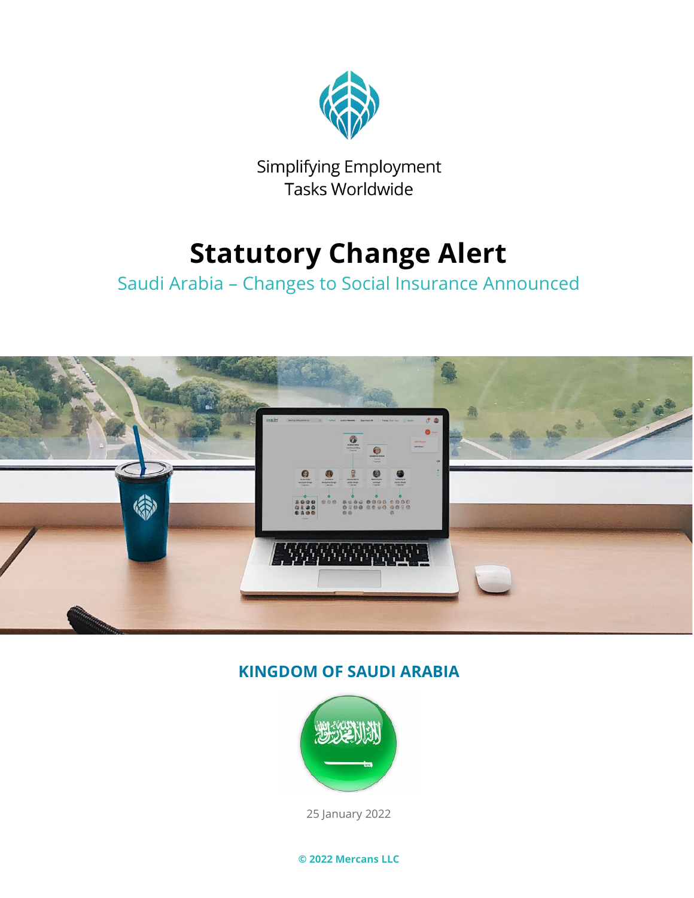Simplifying Employment Tasks Worldwide

# Statatory Change Alert

## Saudi Arabia – Changes to Social Insurance Announced

### KINGDOM OF SAUDI ARABIA

25 January 2022

**© 2022 Mercans LLC**

Simplifying Employment Tasks Worldwide

# Statutory Change Alert

## Saudi Arabia – Changes to Social Insurance Announced

### KINGDOM OF SAUDI ARABIA

25 January 2022

**© 2022 Mercans LLC**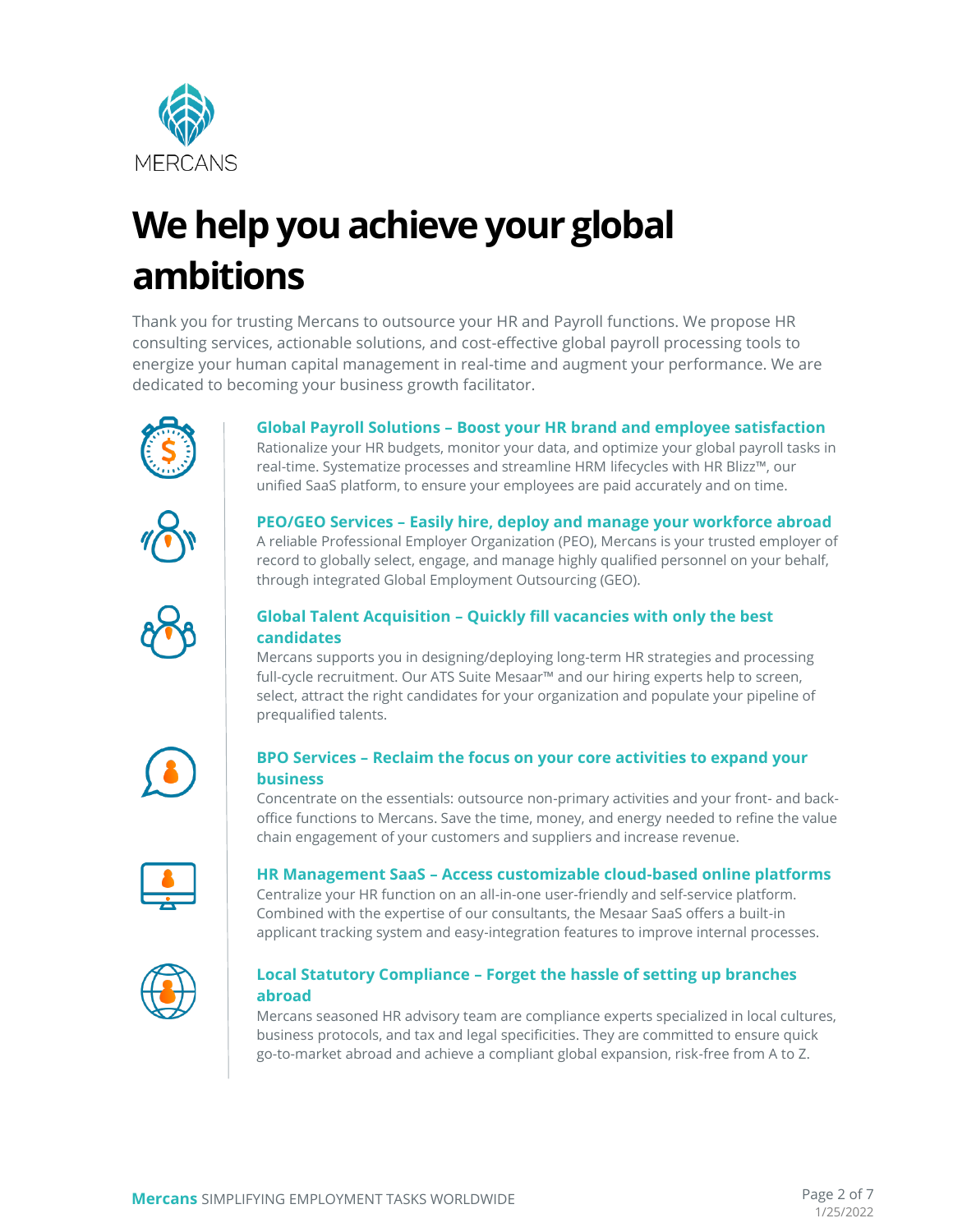MERCANS

# We help you achieve your global ambitions

Thank you for trusting Mercans to outsource your HR and Payroll functions. We propose HR consulting services, actionable solutions, and cost-effective global payroll processing tools to energize your human capital management in real-time and augment your performance. We are dedicated to becoming your business growth facilitator.

### Global Payroll Solutions – Boost your HR brand and employee satisfaction

Rationalize your HR budgets, monitor your data, and optimize your global payroll tasks in real-time. Systematize processes and streamline HRM lifecycles with HR Blizz™, our unified SaaS platform, to ensure your employees are paid accurately and on time.

### PEO/GEO Services – Easily hire, deploy and manage your workforce abroad

A reliable Professional Employer Organization (PEO), Mercans is your trusted employer of record to globally select, engage, and manage highly qualified personnel on your behalf, through integrated Global Employment Outsourcing (GEO).

### Global Talent Acquisition – Quickly fill vacancies with only the best candidates

Mercans supports you in designing/deploying long-term HR strategies and processing full-cycle recruitment. Our ATS Suite Mesaar™ and our hiring experts help to screen, select, attract the right candidates for your organization and populate your pipeline of prequalified talents.

### BPO Services – Reclaim the focus on your core activities to expand your business

Concentrate on the essentials: outsource non-primary activities and your front- and back-office functions to Mercans. Save the time, money, and energy needed to refine the value chain engagement of your customers and suppliers and increase revenue.

### HR Management SaaS – Access customizable cloud-based online platforms

Centralize your HR function on an all-in-one user-friendly and self-service platform. Combined with the expertise of our consultants, the Mesaar SaaS offers a built-in applicant tracking system and easy-integration features to improve internal processes.

### Local Statutory Compliance – Forget the hassle of setting up branches abroad

Mercans seasoned HR advisory team are compliance experts specialized in local cultures, business protocols, and tax and legal specificities. They are committed to ensure quick go-to-market abroad and achieve a compliant global expansion, risk-free from A to Z.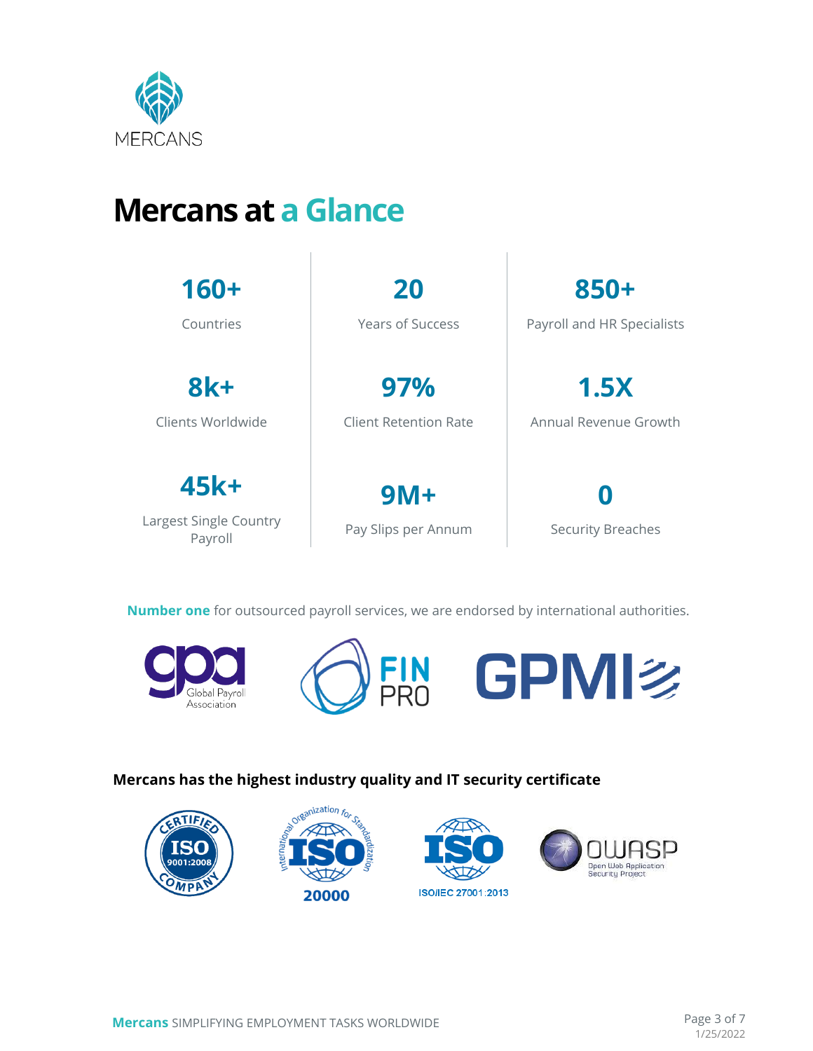# Mercans at a Glance

| | | |
|---|---|---|
| **160+** Countries | **20** Years of Success | **850+** Payroll and HR Specialists |
| **8k+** Clients Worldwide | **97%** Client Retention Rate | **1.5X** Annual Revenue Growth |
| **45k+** Largest Single Country Payroll | **9M+** Pay Slips per Annum | **0** Security Breaches |

**Number one** for outsourced payroll services, we are endorsed by international authorities.

gpa Global Payroll Association FIN PRO GPMI

**Mercans has the highest industry quality and IT security certificate**

CERTIFIED ISO 9001:2008 COMPANY

International Organization for Standardization ISO 20000

ISO ISO/IEC 27001:2013

OWASP Open Web Application Security Project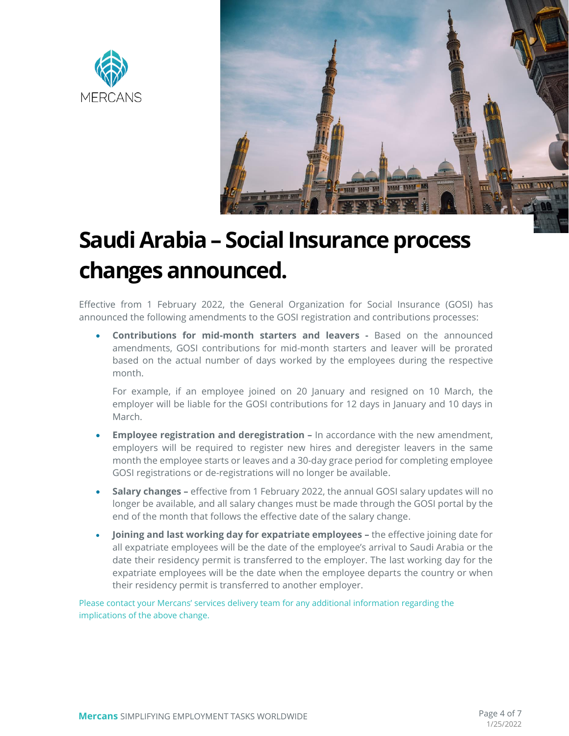# Saudi Arabia – Social Insurance process changes announced.

Effective from 1 February 2022, the General Organization for Social Insurance (GOSI) has announced the following amendments to the GOSI registration and contributions processes:

- **Contributions for mid-month starters and leavers -** Based on the announced amendments, GOSI contributions for mid-month starters and leaver will be prorated based on the actual number of days worked by the employees during the respective month.

  For example, if an employee joined on 20 January and resigned on 10 March, the employer will be liable for the GOSI contributions for 12 days in January and 10 days in March.

- **Employee registration and deregistration –** In accordance with the new amendment, employers will be required to register new hires and deregister leavers in the same month the employee starts or leaves and a 30-day grace period for completing employee GOSI registrations or de-registrations will no longer be available.

- **Salary changes –** effective from 1 February 2022, the annual GOSI salary updates will no longer be available, and all salary changes must be made through the GOSI portal by the end of the month that follows the effective date of the salary change.

- **Joining and last working day for expatriate employees –** the effective joining date for all expatriate employees will be the date of the employee's arrival to Saudi Arabia or the date their residency permit is transferred to the employer. The last working day for the expatriate employees will be the date when the employee departs the country or when their residency permit is transferred to another employer.

Please contact your Mercans' services delivery team for any additional information regarding the implications of the above change.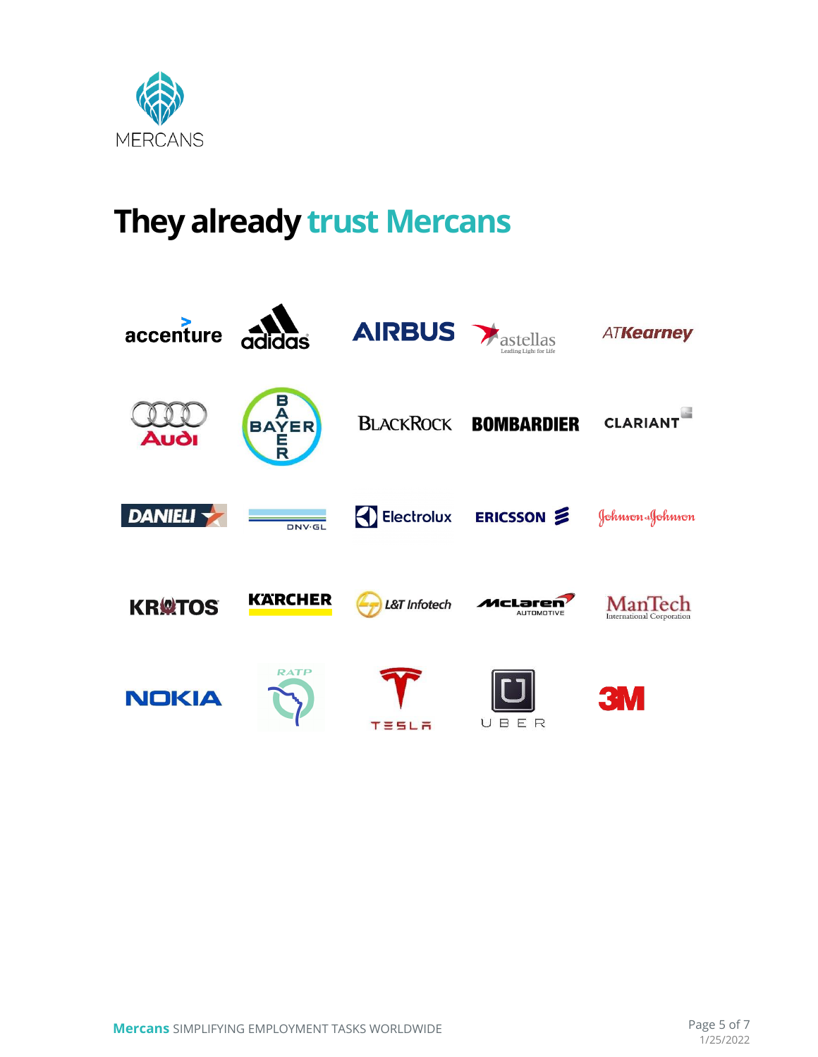MERCANS

# They already trust Mercans

accenture, adidas, AIRBUS, astellas, ATKearney

Audi, BAYER, BlackRock, BOMBARDIER, CLARIANT

DANIELI, DNV·GL, Electrolux, ERICSSON, Johnson & Johnson

KRATOS, KÄRCHER, L&T Infotech, McLaren Automotive, ManTech International Corporation

NOKIA, RATP, TESLA, UBER, 3M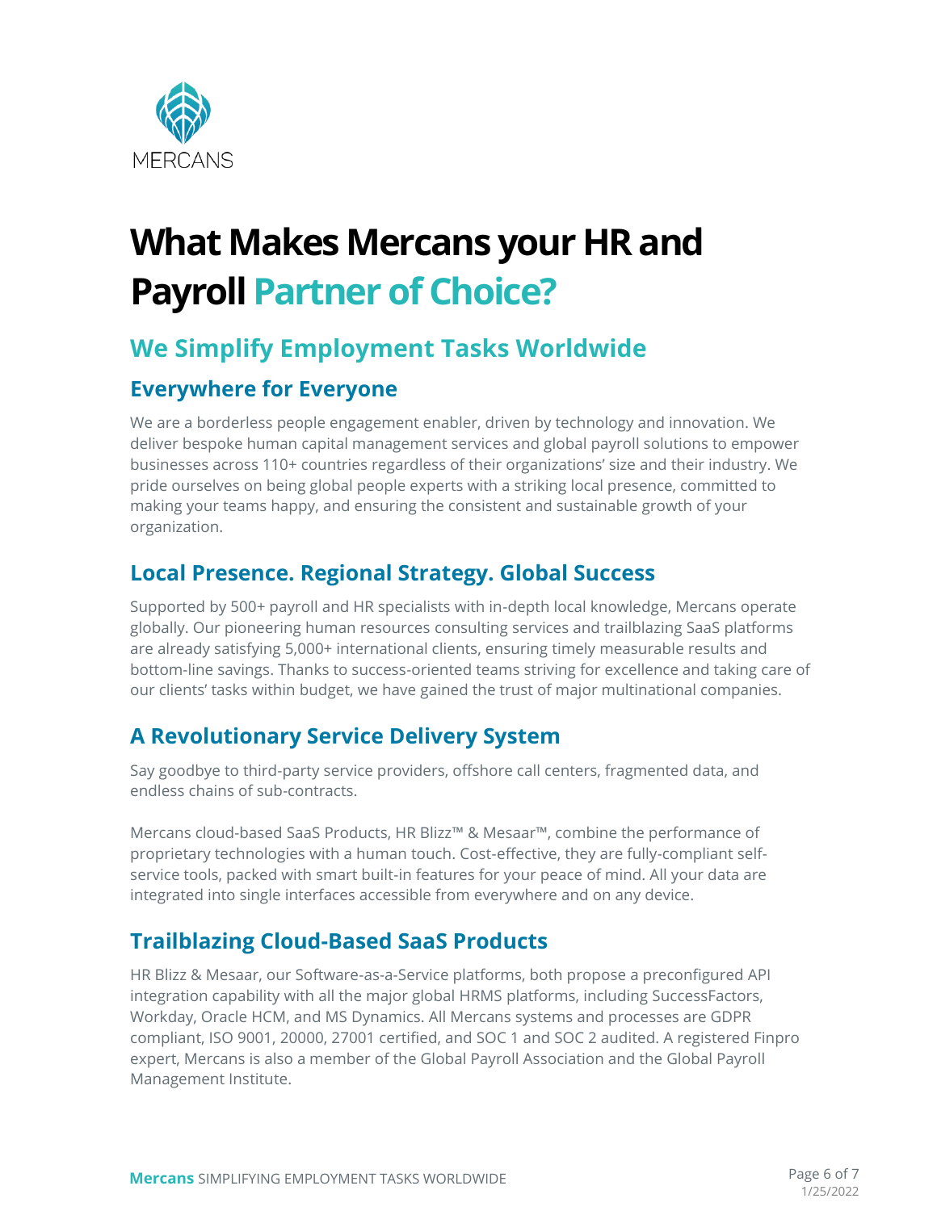# What Makes Mercans your HR and Payroll Partner of Choice?

## We Simplify Employment Tasks Worldwide

### Everywhere for Everyone

We are a borderless people engagement enabler, driven by technology and innovation. We deliver bespoke human capital management services and global payroll solutions to empower businesses across 110+ countries regardless of their organizations' size and their industry. We pride ourselves on being global people experts with a striking local presence, committed to making your teams happy, and ensuring the consistent and sustainable growth of your organization.

### Local Presence. Regional Strategy. Global Success

Supported by 500+ payroll and HR specialists with in-depth local knowledge, Mercans operate globally. Our pioneering human resources consulting services and trailblazing SaaS platforms are already satisfying 5,000+ international clients, ensuring timely measurable results and bottom-line savings. Thanks to success-oriented teams striving for excellence and taking care of our clients' tasks within budget, we have gained the trust of major multinational companies.

### A Revolutionary Service Delivery System

Say goodbye to third-party service providers, offshore call centers, fragmented data, and endless chains of sub-contracts.

Mercans cloud-based SaaS Products, HR Blizz™ & Mesaar™, combine the performance of proprietary technologies with a human touch. Cost-effective, they are fully-compliant self-service tools, packed with smart built-in features for your peace of mind. All your data are integrated into single interfaces accessible from everywhere and on any device.

### Trailblazing Cloud-Based SaaS Products

HR Blizz & Mesaar, our Software-as-a-Service platforms, both propose a preconfigured API integration capability with all the major global HRMS platforms, including SuccessFactors, Workday, Oracle HCM, and MS Dynamics. All Mercans systems and processes are GDPR compliant, ISO 9001, 20000, 27001 certified, and SOC 1 and SOC 2 audited. A registered Finpro expert, Mercans is also a member of the Global Payroll Association and the Global Payroll Management Institute.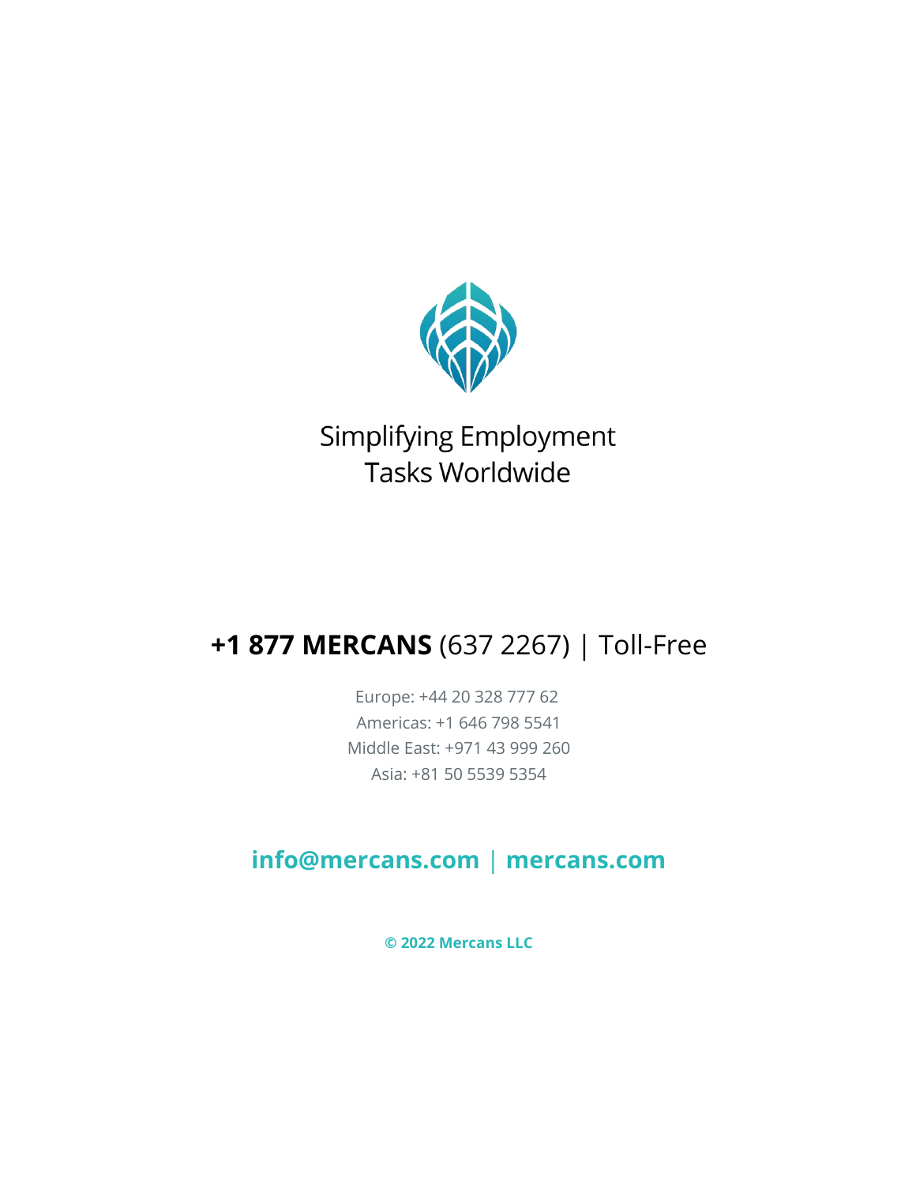Simplifying Employment
Tasks Worldwide

**+1 877 MERCANS** (637 2267) | Toll-Free

Europe: +44 20 328 777 62
Americas: +1 646 798 5541
Middle East: +971 43 999 260
Asia: +81 50 5539 5354

**info@mercans.com** | **mercans.com**

**© 2022 Mercans LLC**